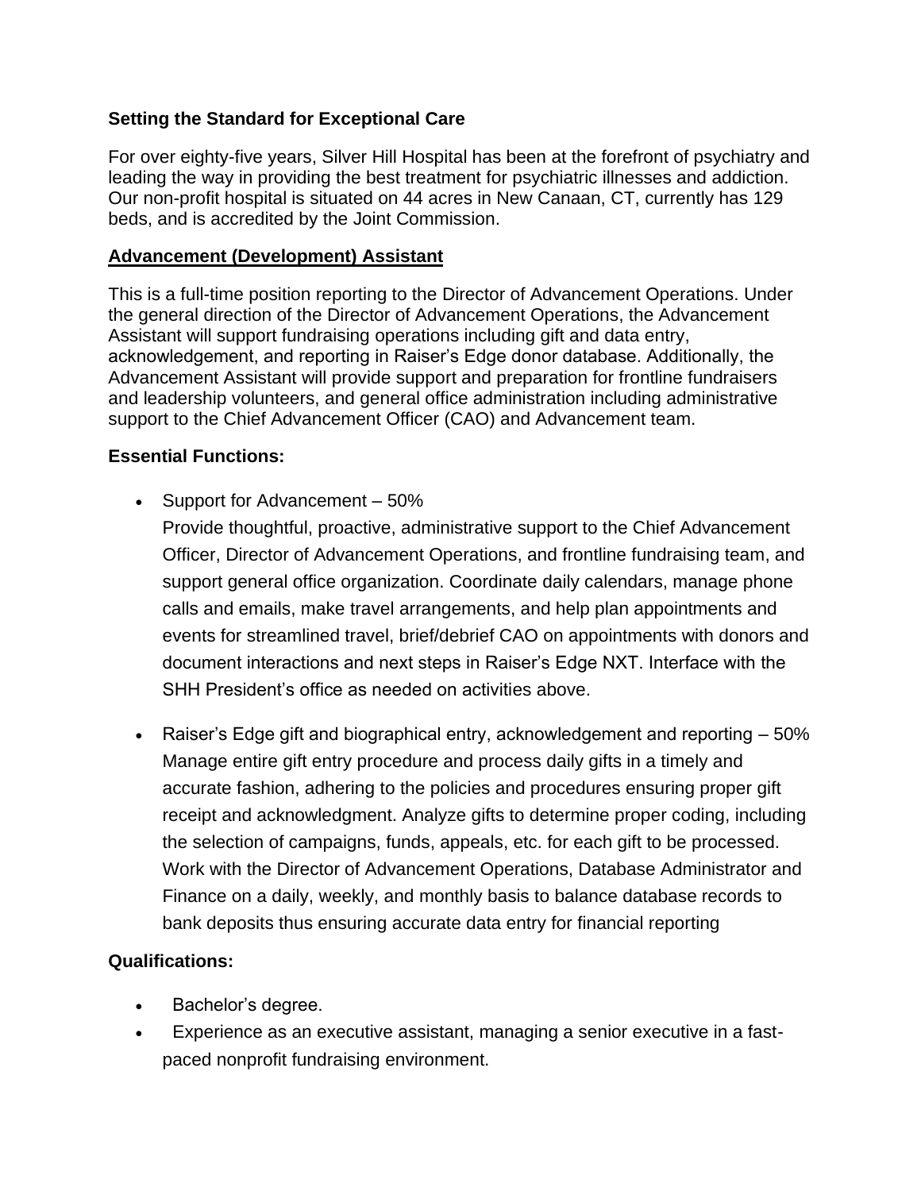**Setting the Standard for Exceptional Care**

For over eighty-five years, Silver Hill Hospital has been at the forefront of psychiatry and leading the way in providing the best treatment for psychiatric illnesses and addiction. Our non-profit hospital is situated on 44 acres in New Canaan, CT, currently has 129 beds, and is accredited by the Joint Commission.

**Advancement (Development) Assistant**

This is a full-time position reporting to the Director of Advancement Operations. Under the general direction of the Director of Advancement Operations, the Advancement Assistant will support fundraising operations including gift and data entry, acknowledgement, and reporting in Raiser's Edge donor database. Additionally, the Advancement Assistant will provide support and preparation for frontline fundraisers and leadership volunteers, and general office administration including administrative support to the Chief Advancement Officer (CAO) and Advancement team.

**Essential Functions:**

- Support for Advancement – 50%
  Provide thoughtful, proactive, administrative support to the Chief Advancement Officer, Director of Advancement Operations, and frontline fundraising team, and support general office organization. Coordinate daily calendars, manage phone calls and emails, make travel arrangements, and help plan appointments and events for streamlined travel, brief/debrief CAO on appointments with donors and document interactions and next steps in Raiser's Edge NXT. Interface with the SHH President's office as needed on activities above.

- Raiser's Edge gift and biographical entry, acknowledgement and reporting – 50%
  Manage entire gift entry procedure and process daily gifts in a timely and accurate fashion, adhering to the policies and procedures ensuring proper gift receipt and acknowledgment. Analyze gifts to determine proper coding, including the selection of campaigns, funds, appeals, etc. for each gift to be processed. Work with the Director of Advancement Operations, Database Administrator and Finance on a daily, weekly, and monthly basis to balance database records to bank deposits thus ensuring accurate data entry for financial reporting

**Qualifications:**

- Bachelor's degree.
- Experience as an executive assistant, managing a senior executive in a fast-paced nonprofit fundraising environment.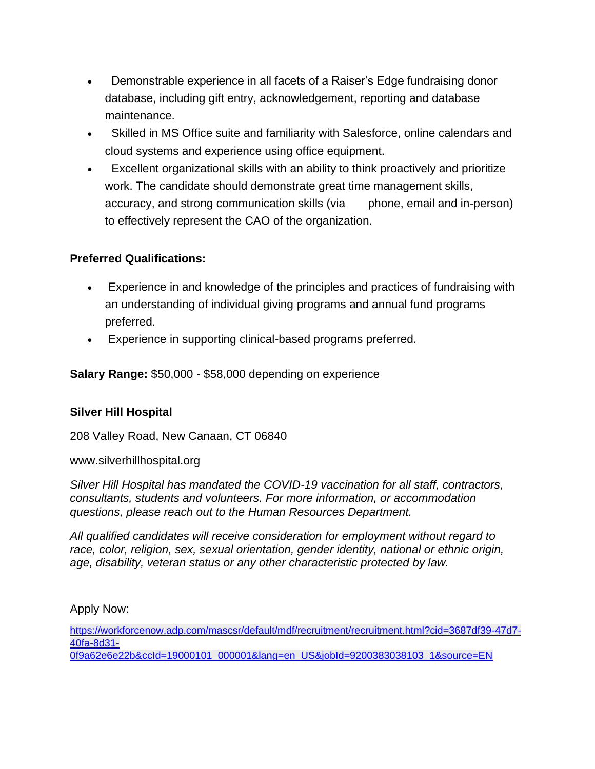- Demonstrable experience in all facets of a Raiser's Edge fundraising donor database, including gift entry, acknowledgement, reporting and database maintenance.
- Skilled in MS Office suite and familiarity with Salesforce, online calendars and cloud systems and experience using office equipment.
- Excellent organizational skills with an ability to think proactively and prioritize work. The candidate should demonstrate great time management skills, accuracy, and strong communication skills (via phone, email and in-person) to effectively represent the CAO of the organization.

**Preferred Qualifications:**

- Experience in and knowledge of the principles and practices of fundraising with an understanding of individual giving programs and annual fund programs preferred.
- Experience in supporting clinical-based programs preferred.

**Salary Range:** $50,000 - $58,000 depending on experience

**Silver Hill Hospital**

208 Valley Road, New Canaan, CT 06840

www.silverhillhospital.org

*Silver Hill Hospital has mandated the COVID-19 vaccination for all staff, contractors, consultants, students and volunteers. For more information, or accommodation questions, please reach out to the Human Resources Department.*

*All qualified candidates will receive consideration for employment without regard to race, color, religion, sex, sexual orientation, gender identity, national or ethnic origin, age, disability, veteran status or any other characteristic protected by law.*

Apply Now:

[https://workforcenow.adp.com/mascsr/default/mdf/recruitment/recruitment.html?cid=3687df39-47d7-40fa-8d31-0f9a62e6e22b&ccId=19000101_000001&lang=en_US&jobId=9200383038103_1&source=EN](https://workforcenow.adp.com/mascsr/default/mdf/recruitment/recruitment.html?cid=3687df39-47d7-40fa-8d31-0f9a62e6e22b&ccId=19000101_000001&lang=en_US&jobId=9200383038103_1&source=EN)